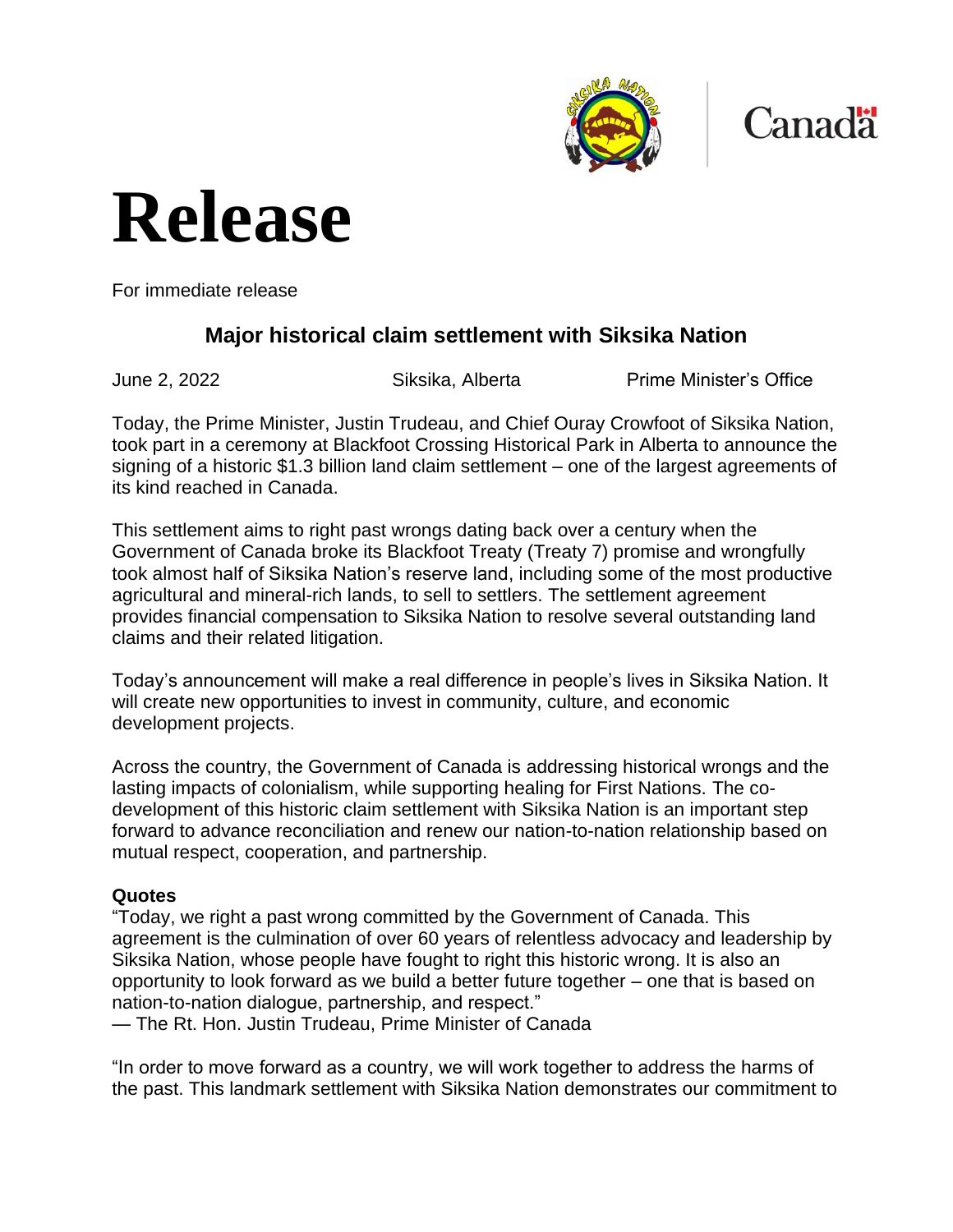# Release

For immediate release

## Major historical claim settlement with Siksika Nation

June 2, 2022 Siksika, Alberta Prime Minister's Office

Today, the Prime Minister, Justin Trudeau, and Chief Ouray Crowfoot of Siksika Nation, took part in a ceremony at Blackfoot Crossing Historical Park in Alberta to announce the signing of a historic $1.3 billion land claim settlement – one of the largest agreements of its kind reached in Canada.

This settlement aims to right past wrongs dating back over a century when the Government of Canada broke its Blackfoot Treaty (Treaty 7) promise and wrongfully took almost half of Siksika Nation's reserve land, including some of the most productive agricultural and mineral-rich lands, to sell to settlers. The settlement agreement provides financial compensation to Siksika Nation to resolve several outstanding land claims and their related litigation.

Today's announcement will make a real difference in people's lives in Siksika Nation. It will create new opportunities to invest in community, culture, and economic development projects.

Across the country, the Government of Canada is addressing historical wrongs and the lasting impacts of colonialism, while supporting healing for First Nations. The co-development of this historic claim settlement with Siksika Nation is an important step forward to advance reconciliation and renew our nation-to-nation relationship based on mutual respect, cooperation, and partnership.

**Quotes**

"Today, we right a past wrong committed by the Government of Canada. This agreement is the culmination of over 60 years of relentless advocacy and leadership by Siksika Nation, whose people have fought to right this historic wrong. It is also an opportunity to look forward as we build a better future together – one that is based on nation-to-nation dialogue, partnership, and respect."
— The Rt. Hon. Justin Trudeau, Prime Minister of Canada

"In order to move forward as a country, we will work together to address the harms of the past. This landmark settlement with Siksika Nation demonstrates our commitment to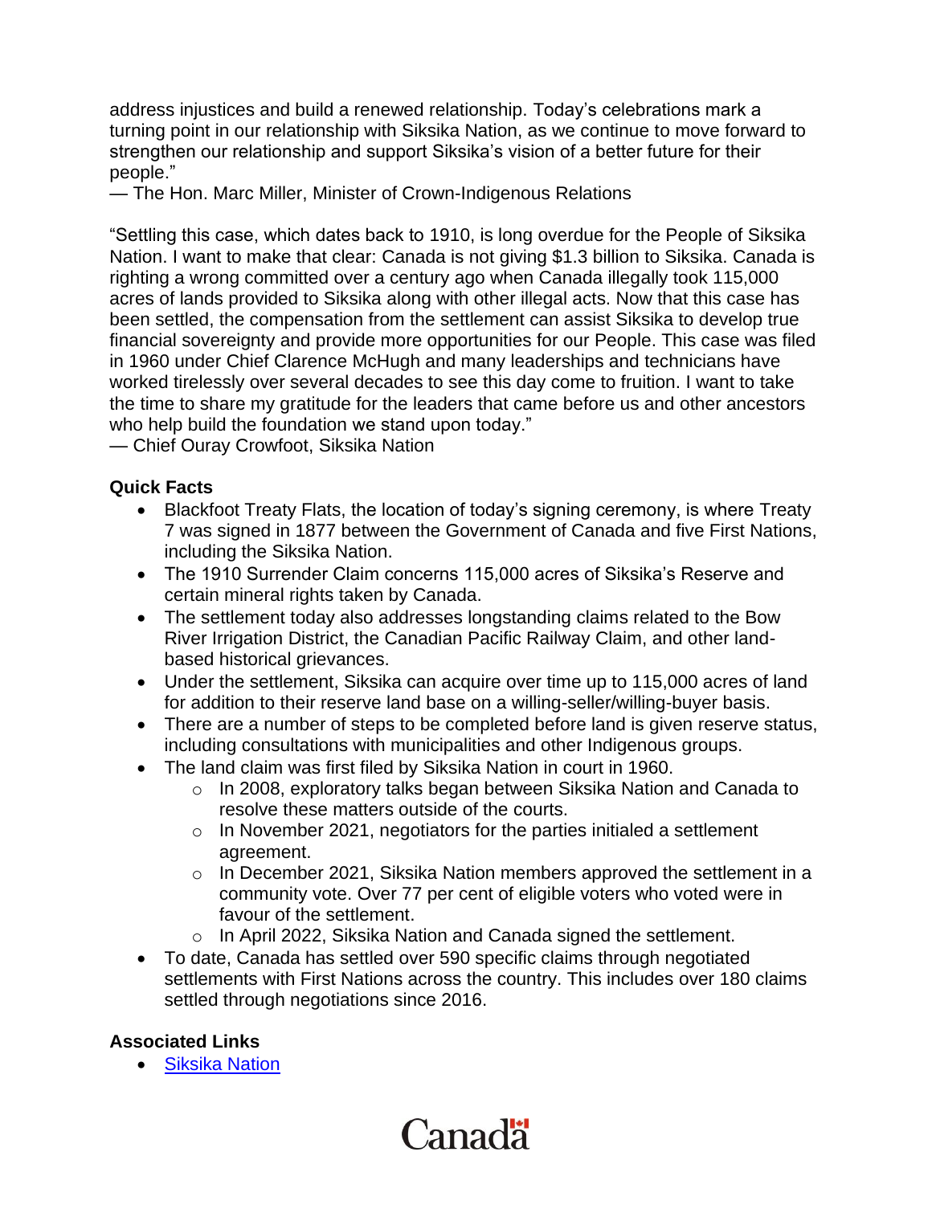address injustices and build a renewed relationship. Today's celebrations mark a turning point in our relationship with Siksika Nation, as we continue to move forward to strengthen our relationship and support Siksika's vision of a better future for their people."
— The Hon. Marc Miller, Minister of Crown-Indigenous Relations

"Settling this case, which dates back to 1910, is long overdue for the People of Siksika Nation. I want to make that clear: Canada is not giving $1.3 billion to Siksika. Canada is righting a wrong committed over a century ago when Canada illegally took 115,000 acres of lands provided to Siksika along with other illegal acts. Now that this case has been settled, the compensation from the settlement can assist Siksika to develop true financial sovereignty and provide more opportunities for our People. This case was filed in 1960 under Chief Clarence McHugh and many leaderships and technicians have worked tirelessly over several decades to see this day come to fruition. I want to take the time to share my gratitude for the leaders that came before us and other ancestors who help build the foundation we stand upon today."
— Chief Ouray Crowfoot, Siksika Nation

**Quick Facts**

- Blackfoot Treaty Flats, the location of today's signing ceremony, is where Treaty 7 was signed in 1877 between the Government of Canada and five First Nations, including the Siksika Nation.
- The 1910 Surrender Claim concerns 115,000 acres of Siksika's Reserve and certain mineral rights taken by Canada.
- The settlement today also addresses longstanding claims related to the Bow River Irrigation District, the Canadian Pacific Railway Claim, and other land-based historical grievances.
- Under the settlement, Siksika can acquire over time up to 115,000 acres of land for addition to their reserve land base on a willing-seller/willing-buyer basis.
- There are a number of steps to be completed before land is given reserve status, including consultations with municipalities and other Indigenous groups.
- The land claim was first filed by Siksika Nation in court in 1960.
    - In 2008, exploratory talks began between Siksika Nation and Canada to resolve these matters outside of the courts.
    - In November 2021, negotiators for the parties initialed a settlement agreement.
    - In December 2021, Siksika Nation members approved the settlement in a community vote. Over 77 per cent of eligible voters who voted were in favour of the settlement.
    - In April 2022, Siksika Nation and Canada signed the settlement.
- To date, Canada has settled over 590 specific claims through negotiated settlements with First Nations across the country. This includes over 180 claims settled through negotiations since 2016.

**Associated Links**

- [Siksika Nation]()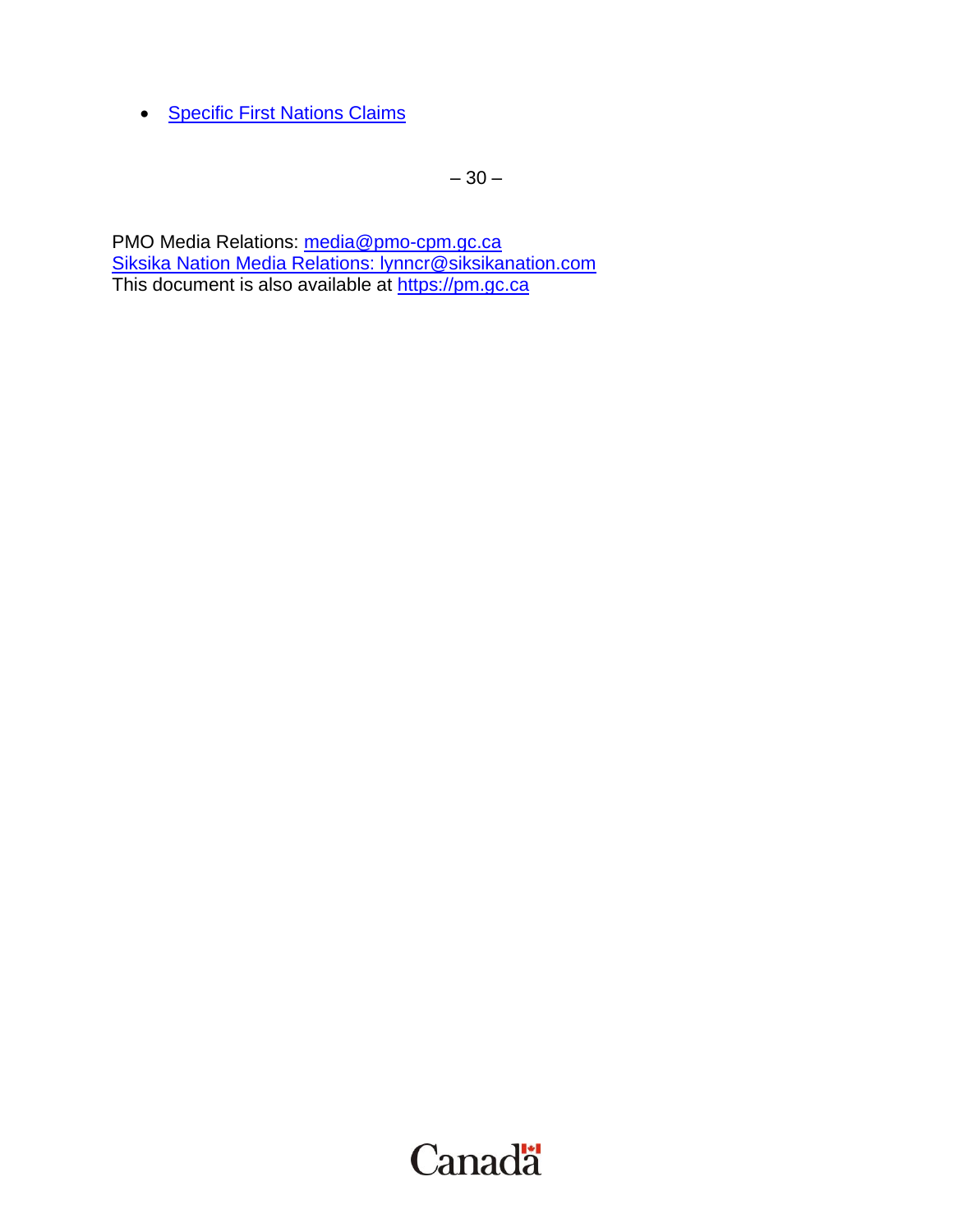- Specific First Nations Claims

– 30 –

PMO Media Relations: media@pmo-cpm.gc.ca
Siksika Nation Media Relations: lynncr@siksikanation.com
This document is also available at https://pm.gc.ca

Canada